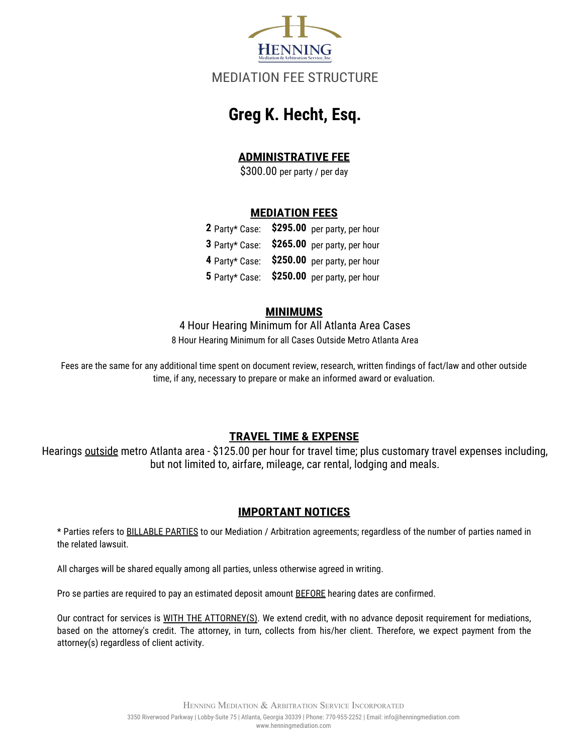HENNING
Mediation & Arbitration Service, Inc.

MEDIATION FEE STRUCTURE

# Greg K. Hecht, Esq.

## ADMINISTRATIVE FEE

$300.00 per party / per day

## MEDIATION FEES

| | | |
|---|---|---|
| **2** Party* Case: | **$295.00** | per party, per hour |
| **3** Party* Case: | **$265.00** | per party, per hour |
| **4** Party* Case: | **$250.00** | per party, per hour |
| **5** Party* Case: | **$250.00** | per party, per hour |

## MINIMUMS

4 Hour Hearing Minimum for All Atlanta Area Cases

8 Hour Hearing Minimum for all Cases Outside Metro Atlanta Area

Fees are the same for any additional time spent on document review, research, written findings of fact/law and other outside time, if any, necessary to prepare or make an informed award or evaluation.

## TRAVEL TIME & EXPENSE

Hearings outside metro Atlanta area - $125.00 per hour for travel time; plus customary travel expenses including, but not limited to, airfare, mileage, car rental, lodging and meals.

## IMPORTANT NOTICES

* Parties refers to BILLABLE PARTIES to our Mediation / Arbitration agreements; regardless of the number of parties named in the related lawsuit.

All charges will be shared equally among all parties, unless otherwise agreed in writing.

Pro se parties are required to pay an estimated deposit amount BEFORE hearing dates are confirmed.

Our contract for services is WITH THE ATTORNEY(S). We extend credit, with no advance deposit requirement for mediations, based on the attorney's credit. The attorney, in turn, collects from his/her client. Therefore, we expect payment from the attorney(s) regardless of client activity.

HENNING MEDIATION & ARBITRATION SERVICE INCORPORATED

3350 Riverwood Parkway | Lobby-Suite 75 | Atlanta, Georgia 30339 | Phone: 770-955-2252 | Email: info@henningmediation.com

www.henningmediation.com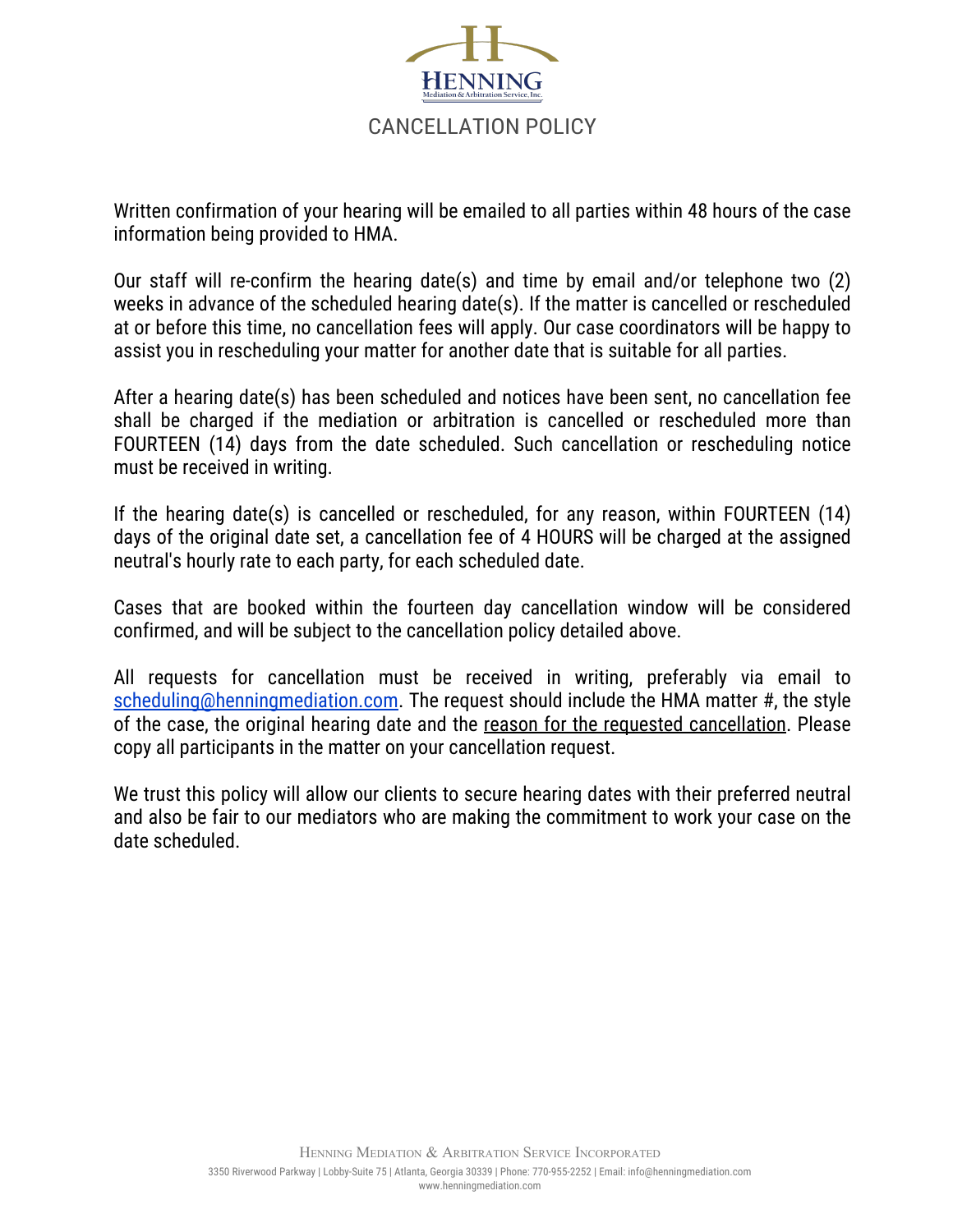# CANCELLATION POLICY

Written confirmation of your hearing will be emailed to all parties within 48 hours of the case information being provided to HMA.

Our staff will re-confirm the hearing date(s) and time by email and/or telephone two (2) weeks in advance of the scheduled hearing date(s). If the matter is cancelled or rescheduled at or before this time, no cancellation fees will apply. Our case coordinators will be happy to assist you in rescheduling your matter for another date that is suitable for all parties.

After a hearing date(s) has been scheduled and notices have been sent, no cancellation fee shall be charged if the mediation or arbitration is cancelled or rescheduled more than FOURTEEN (14) days from the date scheduled. Such cancellation or rescheduling notice must be received in writing.

If the hearing date(s) is cancelled or rescheduled, for any reason, within FOURTEEN (14) days of the original date set, a cancellation fee of 4 HOURS will be charged at the assigned neutral's hourly rate to each party, for each scheduled date.

Cases that are booked within the fourteen day cancellation window will be considered confirmed, and will be subject to the cancellation policy detailed above.

All requests for cancellation must be received in writing, preferably via email to scheduling@henningmediation.com. The request should include the HMA matter #, the style of the case, the original hearing date and the reason for the requested cancellation. Please copy all participants in the matter on your cancellation request.

We trust this policy will allow our clients to secure hearing dates with their preferred neutral and also be fair to our mediators who are making the commitment to work your case on the date scheduled.